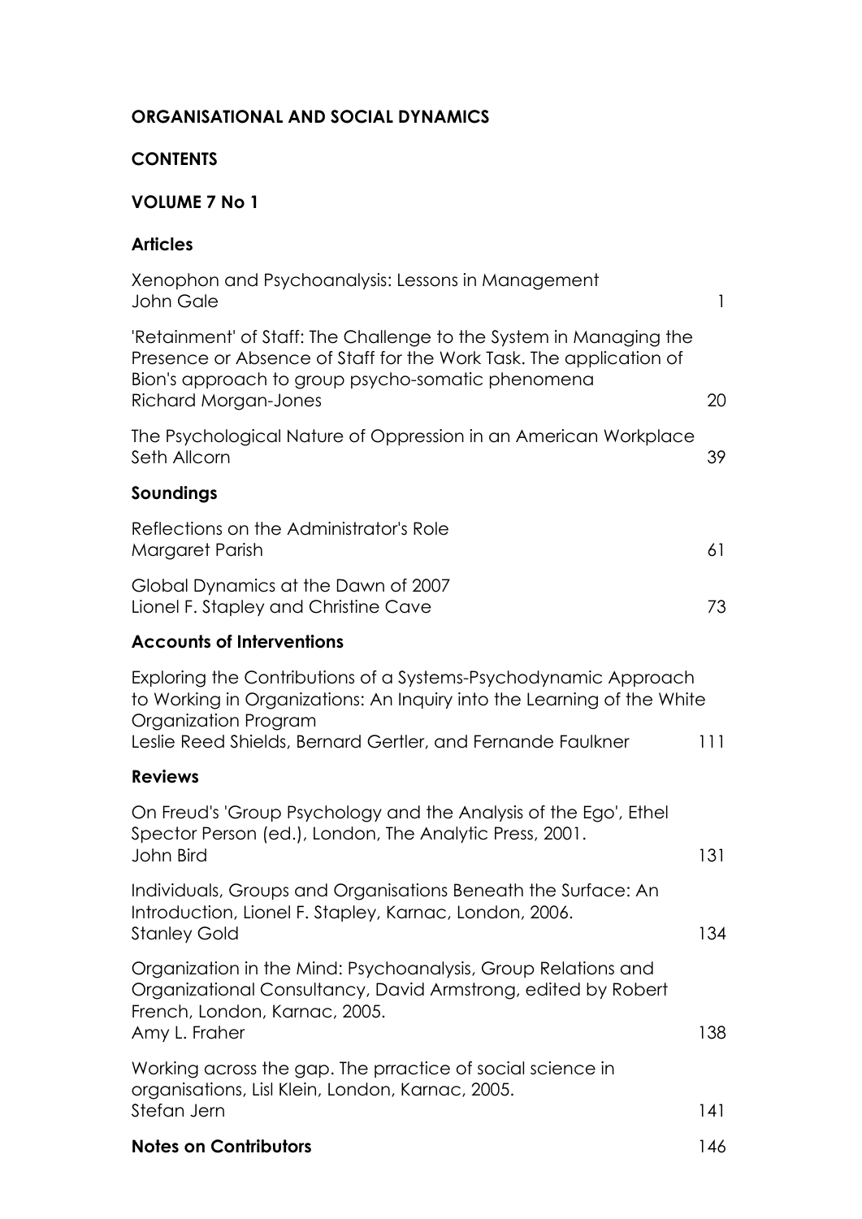# ORGANISATIONAL AND SOCIAL DYNAMICS

## CONTENTS

## VOLUME 7 No 1

### Articles

Xenophon and Psychoanalysis: Lessons in Management
John Gale — 1

'Retainment' of Staff: The Challenge to the System in Managing the Presence or Absence of Staff for the Work Task. The application of Bion's approach to group psycho-somatic phenomena
Richard Morgan-Jones — 20

The Psychological Nature of Oppression in an American Workplace
Seth Allcorn — 39

### Soundings

Reflections on the Administrator's Role
Margaret Parish — 61

Global Dynamics at the Dawn of 2007
Lionel F. Stapley and Christine Cave — 73

### Accounts of Interventions

Exploring the Contributions of a Systems-Psychodynamic Approach to Working in Organizations: An Inquiry into the Learning of the White Organization Program
Leslie Reed Shields, Bernard Gertler, and Fernande Faulkner — 111

### Reviews

On Freud's 'Group Psychology and the Analysis of the Ego', Ethel Spector Person (ed.), London, The Analytic Press, 2001.
John Bird — 131

Individuals, Groups and Organisations Beneath the Surface: An Introduction, Lionel F. Stapley, Karnac, London, 2006.
Stanley Gold — 134

Organization in the Mind: Psychoanalysis, Group Relations and Organizational Consultancy, David Armstrong, edited by Robert French, London, Karnac, 2005.
Amy L. Fraher — 138

Working across the gap. The prractice of social science in organisations, Lisl Klein, London, Karnac, 2005.
Stefan Jern — 141

### Notes on Contributors — 146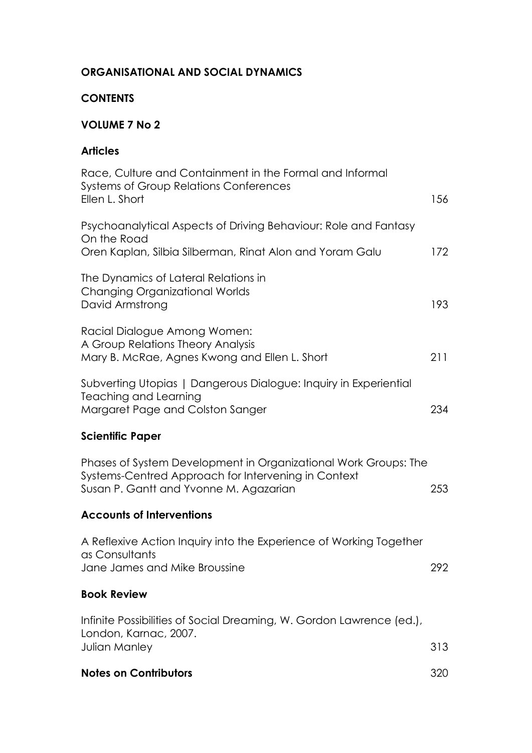**ORGANISATIONAL AND SOCIAL DYNAMICS**

**CONTENTS**

**VOLUME 7 No 2**

**Articles**

| | |
|---|---|
| Race, Culture and Containment in the Formal and Informal Systems of Group Relations Conferences<br>Ellen L. Short | 156 |
| Psychoanalytical Aspects of Driving Behaviour: Role and Fantasy On the Road<br>Oren Kaplan, Silbia Silberman, Rinat Alon and Yoram Galu | 172 |
| The Dynamics of Lateral Relations in Changing Organizational Worlds<br>David Armstrong | 193 |
| Racial Dialogue Among Women: A Group Relations Theory Analysis<br>Mary B. McRae, Agnes Kwong and Ellen L. Short | 211 |
| Subverting Utopias \| Dangerous Dialogue: Inquiry in Experiential Teaching and Learning<br>Margaret Page and Colston Sanger | 234 |

**Scientific Paper**

| | |
|---|---|
| Phases of System Development in Organizational Work Groups: The Systems-Centred Approach for Intervening in Context<br>Susan P. Gantt and Yvonne M. Agazarian | 253 |

**Accounts of Interventions**

| | |
|---|---|
| A Reflexive Action Inquiry into the Experience of Working Together as Consultants<br>Jane James and Mike Broussine | 292 |

**Book Review**

| | |
|---|---|
| Infinite Possibilities of Social Dreaming, W. Gordon Lawrence (ed.), London, Karnac, 2007.<br>Julian Manley | 313 |

| | |
|---|---|
| **Notes on Contributors** | 320 |